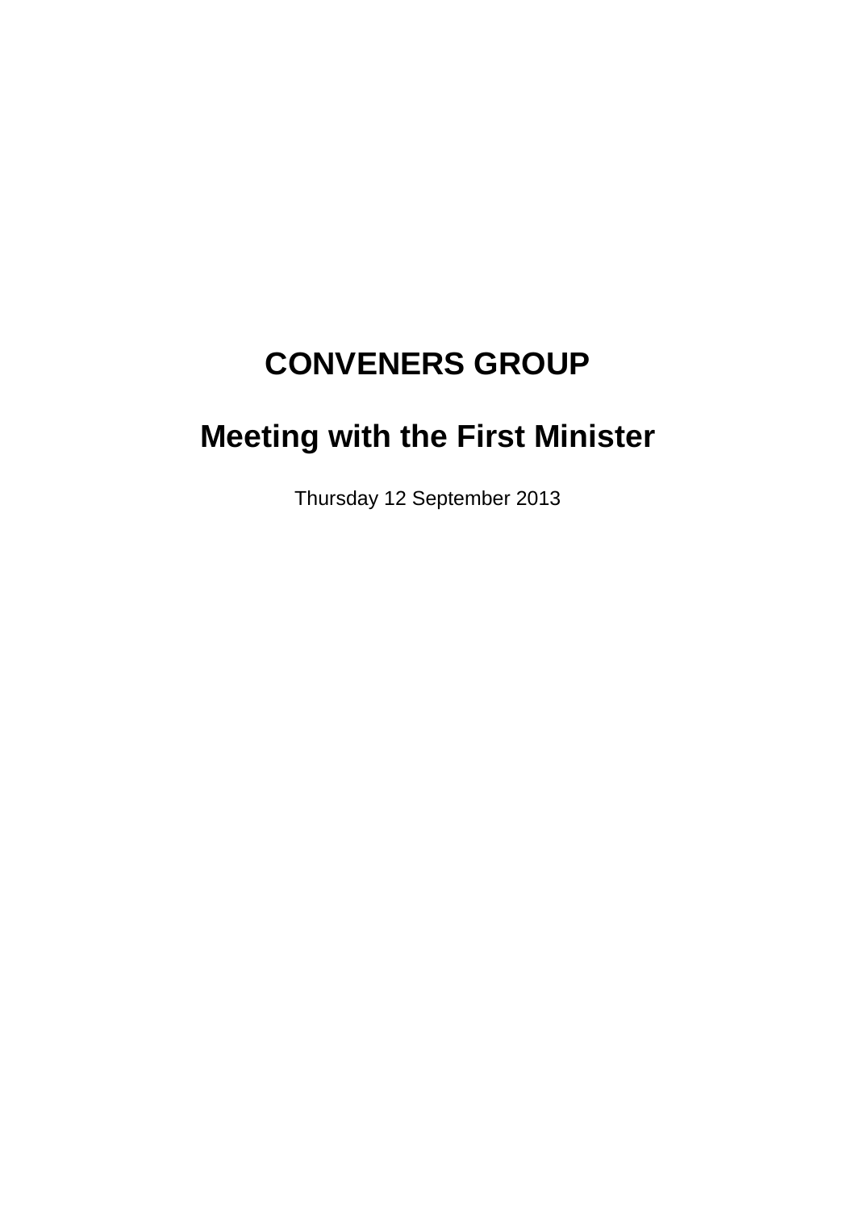# CONVENERS GROUP

## Meeting with the First Minister

Thursday 12 September 2013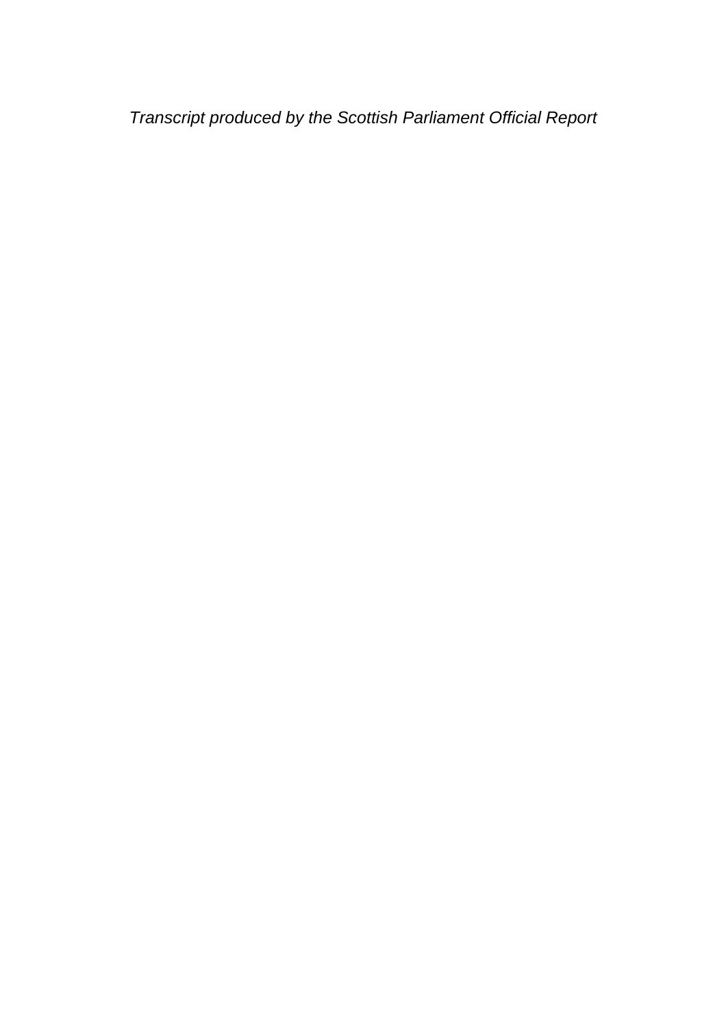*Transcript produced by the Scottish Parliament Official Report*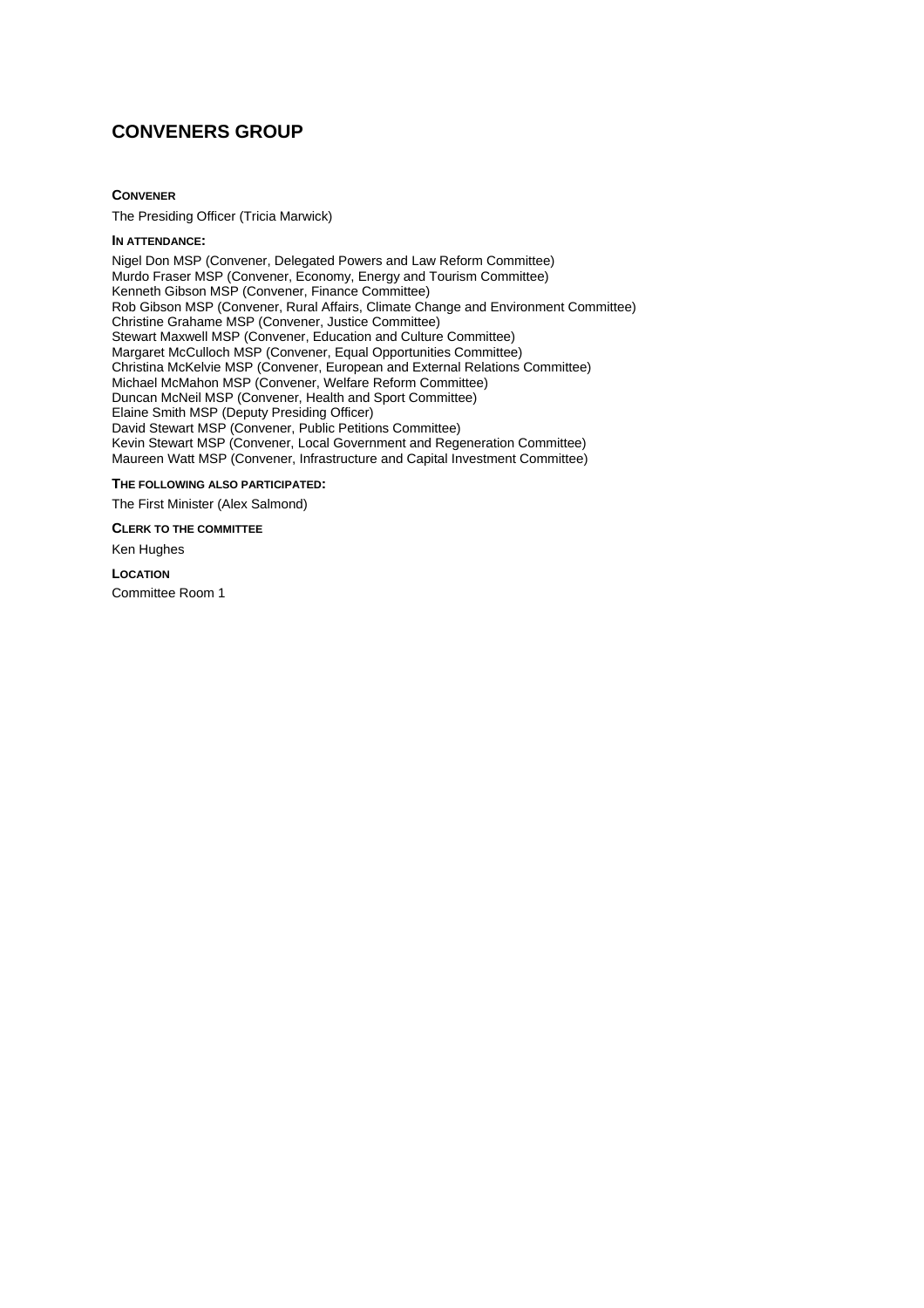# CONVENERS GROUP

**CONVENER**

The Presiding Officer (Tricia Marwick)

**IN ATTENDANCE:**

Nigel Don MSP (Convener, Delegated Powers and Law Reform Committee)
Murdo Fraser MSP (Convener, Economy, Energy and Tourism Committee)
Kenneth Gibson MSP (Convener, Finance Committee)
Rob Gibson MSP (Convener, Rural Affairs, Climate Change and Environment Committee)
Christine Grahame MSP (Convener, Justice Committee)
Stewart Maxwell MSP (Convener, Education and Culture Committee)
Margaret McCulloch MSP (Convener, Equal Opportunities Committee)
Christina McKelvie MSP (Convener, European and External Relations Committee)
Michael McMahon MSP (Convener, Welfare Reform Committee)
Duncan McNeil MSP (Convener, Health and Sport Committee)
Elaine Smith MSP (Deputy Presiding Officer)
David Stewart MSP (Convener, Public Petitions Committee)
Kevin Stewart MSP (Convener, Local Government and Regeneration Committee)
Maureen Watt MSP (Convener, Infrastructure and Capital Investment Committee)

**THE FOLLOWING ALSO PARTICIPATED:**

The First Minister (Alex Salmond)

**CLERK TO THE COMMITTEE**

Ken Hughes

**LOCATION**

Committee Room 1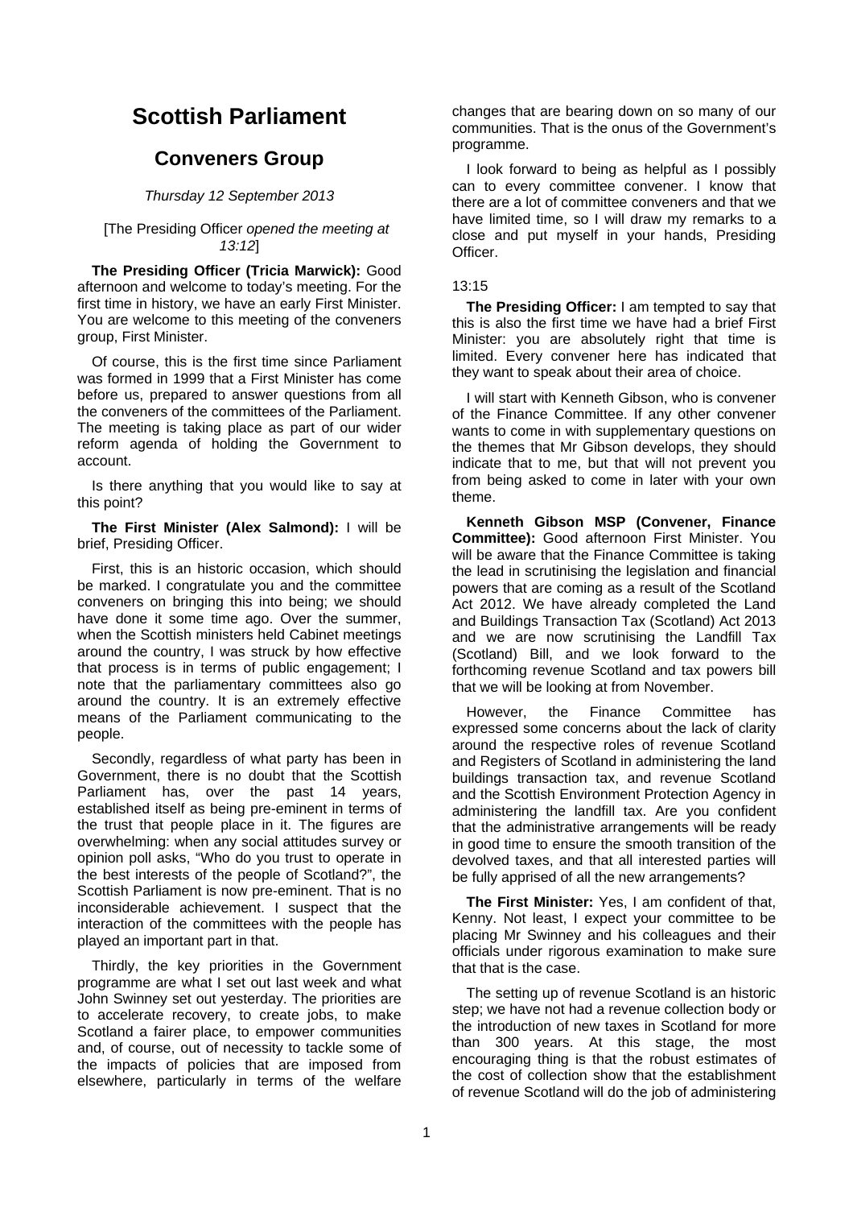# Scottish Parliament

## Conveners Group

*Thursday 12 September 2013*

[The Presiding Officer *opened the meeting at 13:12*]

**The Presiding Officer (Tricia Marwick):** Good afternoon and welcome to today's meeting. For the first time in history, we have an early First Minister. You are welcome to this meeting of the conveners group, First Minister.

Of course, this is the first time since Parliament was formed in 1999 that a First Minister has come before us, prepared to answer questions from all the conveners of the committees of the Parliament. The meeting is taking place as part of our wider reform agenda of holding the Government to account.

Is there anything that you would like to say at this point?

**The First Minister (Alex Salmond):** I will be brief, Presiding Officer.

First, this is an historic occasion, which should be marked. I congratulate you and the committee conveners on bringing this into being; we should have done it some time ago. Over the summer, when the Scottish ministers held Cabinet meetings around the country, I was struck by how effective that process is in terms of public engagement; I note that the parliamentary committees also go around the country. It is an extremely effective means of the Parliament communicating to the people.

Secondly, regardless of what party has been in Government, there is no doubt that the Scottish Parliament has, over the past 14 years, established itself as being pre-eminent in terms of the trust that people place in it. The figures are overwhelming: when any social attitudes survey or opinion poll asks, "Who do you trust to operate in the best interests of the people of Scotland?", the Scottish Parliament is now pre-eminent. That is no inconsiderable achievement. I suspect that the interaction of the committees with the people has played an important part in that.

Thirdly, the key priorities in the Government programme are what I set out last week and what John Swinney set out yesterday. The priorities are to accelerate recovery, to create jobs, to make Scotland a fairer place, to empower communities and, of course, out of necessity to tackle some of the impacts of policies that are imposed from elsewhere, particularly in terms of the welfare changes that are bearing down on so many of our communities. That is the onus of the Government's programme.

I look forward to being as helpful as I possibly can to every committee convener. I know that there are a lot of committee conveners and that we have limited time, so I will draw my remarks to a close and put myself in your hands, Presiding Officer.

13:15

**The Presiding Officer:** I am tempted to say that this is also the first time we have had a brief First Minister: you are absolutely right that time is limited. Every convener here has indicated that they want to speak about their area of choice.

I will start with Kenneth Gibson, who is convener of the Finance Committee. If any other convener wants to come in with supplementary questions on the themes that Mr Gibson develops, they should indicate that to me, but that will not prevent you from being asked to come in later with your own theme.

**Kenneth Gibson MSP (Convener, Finance Committee):** Good afternoon First Minister. You will be aware that the Finance Committee is taking the lead in scrutinising the legislation and financial powers that are coming as a result of the Scotland Act 2012. We have already completed the Land and Buildings Transaction Tax (Scotland) Act 2013 and we are now scrutinising the Landfill Tax (Scotland) Bill, and we look forward to the forthcoming revenue Scotland and tax powers bill that we will be looking at from November.

However, the Finance Committee has expressed some concerns about the lack of clarity around the respective roles of revenue Scotland and Registers of Scotland in administering the land buildings transaction tax, and revenue Scotland and the Scottish Environment Protection Agency in administering the landfill tax. Are you confident that the administrative arrangements will be ready in good time to ensure the smooth transition of the devolved taxes, and that all interested parties will be fully apprised of all the new arrangements?

**The First Minister:** Yes, I am confident of that, Kenny. Not least, I expect your committee to be placing Mr Swinney and his colleagues and their officials under rigorous examination to make sure that that is the case.

The setting up of revenue Scotland is an historic step; we have not had a revenue collection body or the introduction of new taxes in Scotland for more than 300 years. At this stage, the most encouraging thing is that the robust estimates of the cost of collection show that the establishment of revenue Scotland will do the job of administering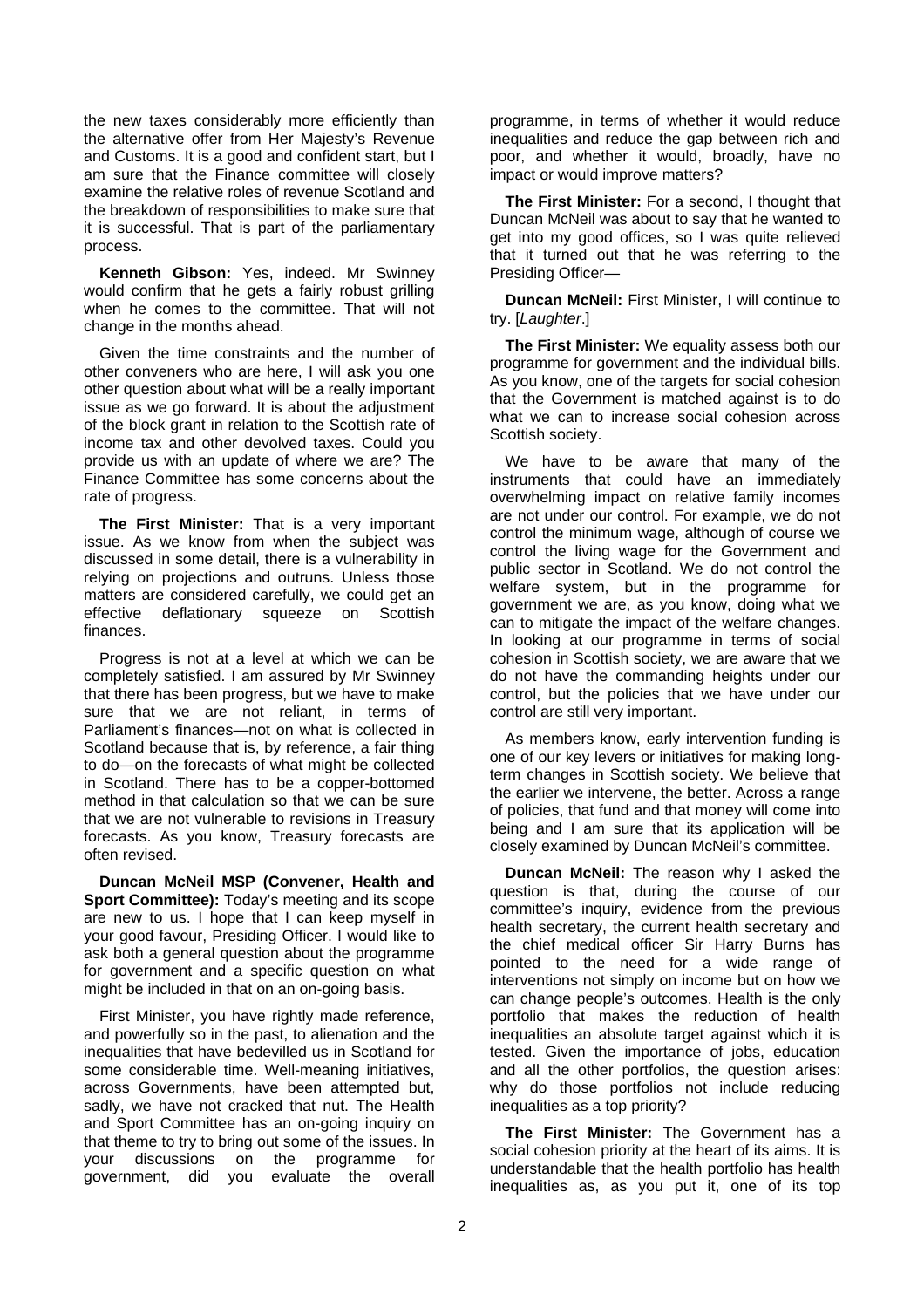the new taxes considerably more efficiently than the alternative offer from Her Majesty's Revenue and Customs. It is a good and confident start, but I am sure that the Finance committee will closely examine the relative roles of revenue Scotland and the breakdown of responsibilities to make sure that it is successful. That is part of the parliamentary process.

**Kenneth Gibson:** Yes, indeed. Mr Swinney would confirm that he gets a fairly robust grilling when he comes to the committee. That will not change in the months ahead.

Given the time constraints and the number of other conveners who are here, I will ask you one other question about what will be a really important issue as we go forward. It is about the adjustment of the block grant in relation to the Scottish rate of income tax and other devolved taxes. Could you provide us with an update of where we are? The Finance Committee has some concerns about the rate of progress.

**The First Minister:** That is a very important issue. As we know from when the subject was discussed in some detail, there is a vulnerability in relying on projections and outruns. Unless those matters are considered carefully, we could get an effective deflationary squeeze on Scottish finances.

Progress is not at a level at which we can be completely satisfied. I am assured by Mr Swinney that there has been progress, but we have to make sure that we are not reliant, in terms of Parliament's finances—not on what is collected in Scotland because that is, by reference, a fair thing to do—on the forecasts of what might be collected in Scotland. There has to be a copper-bottomed method in that calculation so that we can be sure that we are not vulnerable to revisions in Treasury forecasts. As you know, Treasury forecasts are often revised.

**Duncan McNeil MSP (Convener, Health and Sport Committee):** Today's meeting and its scope are new to us. I hope that I can keep myself in your good favour, Presiding Officer. I would like to ask both a general question about the programme for government and a specific question on what might be included in that on an on-going basis.

First Minister, you have rightly made reference, and powerfully so in the past, to alienation and the inequalities that have bedevilled us in Scotland for some considerable time. Well-meaning initiatives, across Governments, have been attempted but, sadly, we have not cracked that nut. The Health and Sport Committee has an on-going inquiry on that theme to try to bring out some of the issues. In your discussions on the programme for government, did you evaluate the overall programme, in terms of whether it would reduce inequalities and reduce the gap between rich and poor, and whether it would, broadly, have no impact or would improve matters?

**The First Minister:** For a second, I thought that Duncan McNeil was about to say that he wanted to get into my good offices, so I was quite relieved that it turned out that he was referring to the Presiding Officer—

**Duncan McNeil:** First Minister, I will continue to try. [*Laughter*.]

**The First Minister:** We equality assess both our programme for government and the individual bills. As you know, one of the targets for social cohesion that the Government is matched against is to do what we can to increase social cohesion across Scottish society.

We have to be aware that many of the instruments that could have an immediately overwhelming impact on relative family incomes are not under our control. For example, we do not control the minimum wage, although of course we control the living wage for the Government and public sector in Scotland. We do not control the welfare system, but in the programme for government we are, as you know, doing what we can to mitigate the impact of the welfare changes. In looking at our programme in terms of social cohesion in Scottish society, we are aware that we do not have the commanding heights under our control, but the policies that we have under our control are still very important.

As members know, early intervention funding is one of our key levers or initiatives for making long-term changes in Scottish society. We believe that the earlier we intervene, the better. Across a range of policies, that fund and that money will come into being and I am sure that its application will be closely examined by Duncan McNeil's committee.

**Duncan McNeil:** The reason why I asked the question is that, during the course of our committee's inquiry, evidence from the previous health secretary, the current health secretary and the chief medical officer Sir Harry Burns has pointed to the need for a wide range of interventions not simply on income but on how we can change people's outcomes. Health is the only portfolio that makes the reduction of health inequalities an absolute target against which it is tested. Given the importance of jobs, education and all the other portfolios, the question arises: why do those portfolios not include reducing inequalities as a top priority?

**The First Minister:** The Government has a social cohesion priority at the heart of its aims. It is understandable that the health portfolio has health inequalities as, as you put it, one of its top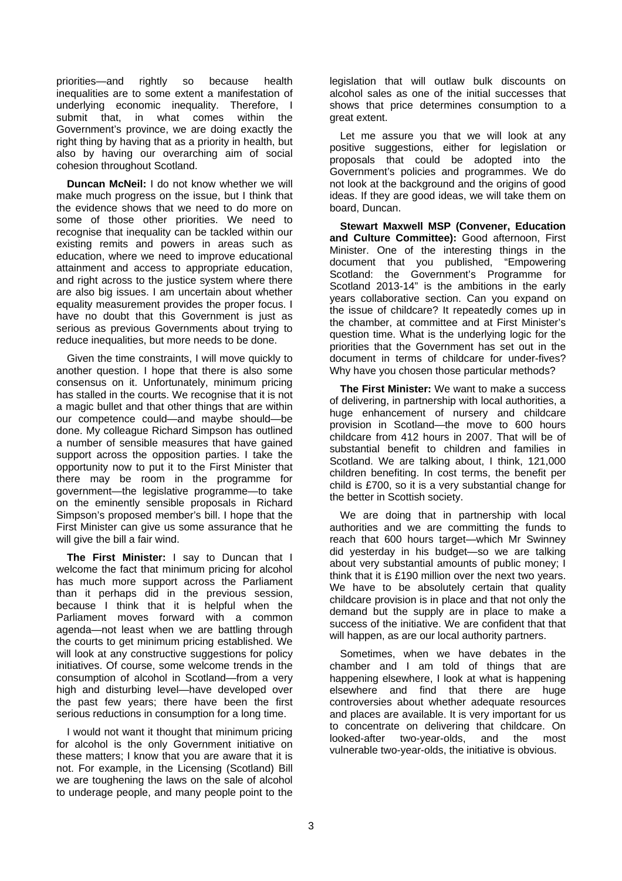priorities—and rightly so because health inequalities are to some extent a manifestation of underlying economic inequality. Therefore, I submit that, in what comes within the Government's province, we are doing exactly the right thing by having that as a priority in health, but also by having our overarching aim of social cohesion throughout Scotland.

**Duncan McNeil:** I do not know whether we will make much progress on the issue, but I think that the evidence shows that we need to do more on some of those other priorities. We need to recognise that inequality can be tackled within our existing remits and powers in areas such as education, where we need to improve educational attainment and access to appropriate education, and right across to the justice system where there are also big issues. I am uncertain about whether equality measurement provides the proper focus. I have no doubt that this Government is just as serious as previous Governments about trying to reduce inequalities, but more needs to be done.

Given the time constraints, I will move quickly to another question. I hope that there is also some consensus on it. Unfortunately, minimum pricing has stalled in the courts. We recognise that it is not a magic bullet and that other things that are within our competence could—and maybe should—be done. My colleague Richard Simpson has outlined a number of sensible measures that have gained support across the opposition parties. I take the opportunity now to put it to the First Minister that there may be room in the programme for government—the legislative programme—to take on the eminently sensible proposals in Richard Simpson's proposed member's bill. I hope that the First Minister can give us some assurance that he will give the bill a fair wind.

**The First Minister:** I say to Duncan that I welcome the fact that minimum pricing for alcohol has much more support across the Parliament than it perhaps did in the previous session, because I think that it is helpful when the Parliament moves forward with a common agenda—not least when we are battling through the courts to get minimum pricing established. We will look at any constructive suggestions for policy initiatives. Of course, some welcome trends in the consumption of alcohol in Scotland—from a very high and disturbing level—have developed over the past few years; there have been the first serious reductions in consumption for a long time.

I would not want it thought that minimum pricing for alcohol is the only Government initiative on these matters; I know that you are aware that it is not. For example, in the Licensing (Scotland) Bill we are toughening the laws on the sale of alcohol to underage people, and many people point to the legislation that will outlaw bulk discounts on alcohol sales as one of the initial successes that shows that price determines consumption to a great extent.

Let me assure you that we will look at any positive suggestions, either for legislation or proposals that could be adopted into the Government's policies and programmes. We do not look at the background and the origins of good ideas. If they are good ideas, we will take them on board, Duncan.

**Stewart Maxwell MSP (Convener, Education and Culture Committee):** Good afternoon, First Minister. One of the interesting things in the document that you published, "Empowering Scotland: the Government's Programme for Scotland 2013-14" is the ambitions in the early years collaborative section. Can you expand on the issue of childcare? It repeatedly comes up in the chamber, at committee and at First Minister's question time. What is the underlying logic for the priorities that the Government has set out in the document in terms of childcare for under-fives? Why have you chosen those particular methods?

**The First Minister:** We want to make a success of delivering, in partnership with local authorities, a huge enhancement of nursery and childcare provision in Scotland—the move to 600 hours childcare from 412 hours in 2007. That will be of substantial benefit to children and families in Scotland. We are talking about, I think, 121,000 children benefiting. In cost terms, the benefit per child is £700, so it is a very substantial change for the better in Scottish society.

We are doing that in partnership with local authorities and we are committing the funds to reach that 600 hours target—which Mr Swinney did yesterday in his budget—so we are talking about very substantial amounts of public money; I think that it is £190 million over the next two years. We have to be absolutely certain that quality childcare provision is in place and that not only the demand but the supply are in place to make a success of the initiative. We are confident that that will happen, as are our local authority partners.

Sometimes, when we have debates in the chamber and I am told of things that are happening elsewhere, I look at what is happening elsewhere and find that there are huge controversies about whether adequate resources and places are available. It is very important for us to concentrate on delivering that childcare. On looked-after two-year-olds, and the most vulnerable two-year-olds, the initiative is obvious.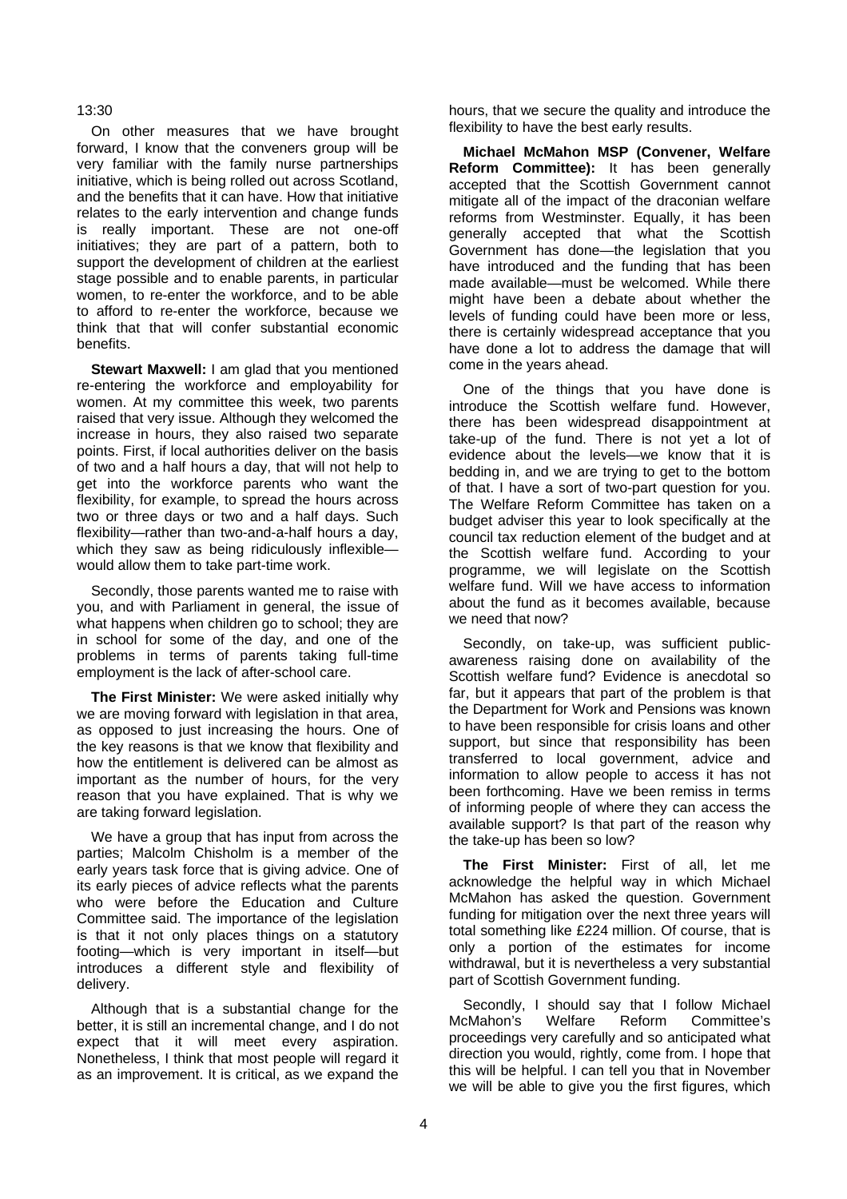13:30

On other measures that we have brought forward, I know that the conveners group will be very familiar with the family nurse partnerships initiative, which is being rolled out across Scotland, and the benefits that it can have. How that initiative relates to the early intervention and change funds is really important. These are not one-off initiatives; they are part of a pattern, both to support the development of children at the earliest stage possible and to enable parents, in particular women, to re-enter the workforce, and to be able to afford to re-enter the workforce, because we think that that will confer substantial economic benefits.

**Stewart Maxwell:** I am glad that you mentioned re-entering the workforce and employability for women. At my committee this week, two parents raised that very issue. Although they welcomed the increase in hours, they also raised two separate points. First, if local authorities deliver on the basis of two and a half hours a day, that will not help to get into the workforce parents who want the flexibility, for example, to spread the hours across two or three days or two and a half days. Such flexibility—rather than two-and-a-half hours a day, which they saw as being ridiculously inflexible—would allow them to take part-time work.

Secondly, those parents wanted me to raise with you, and with Parliament in general, the issue of what happens when children go to school; they are in school for some of the day, and one of the problems in terms of parents taking full-time employment is the lack of after-school care.

**The First Minister:** We were asked initially why we are moving forward with legislation in that area, as opposed to just increasing the hours. One of the key reasons is that we know that flexibility and how the entitlement is delivered can be almost as important as the number of hours, for the very reason that you have explained. That is why we are taking forward legislation.

We have a group that has input from across the parties; Malcolm Chisholm is a member of the early years task force that is giving advice. One of its early pieces of advice reflects what the parents who were before the Education and Culture Committee said. The importance of the legislation is that it not only places things on a statutory footing—which is very important in itself—but introduces a different style and flexibility of delivery.

Although that is a substantial change for the better, it is still an incremental change, and I do not expect that it will meet every aspiration. Nonetheless, I think that most people will regard it as an improvement. It is critical, as we expand the hours, that we secure the quality and introduce the flexibility to have the best early results.

**Michael McMahon MSP (Convener, Welfare Reform Committee):** It has been generally accepted that the Scottish Government cannot mitigate all of the impact of the draconian welfare reforms from Westminster. Equally, it has been generally accepted that what the Scottish Government has done—the legislation that you have introduced and the funding that has been made available—must be welcomed. While there might have been a debate about whether the levels of funding could have been more or less, there is certainly widespread acceptance that you have done a lot to address the damage that will come in the years ahead.

One of the things that you have done is introduce the Scottish welfare fund. However, there has been widespread disappointment at take-up of the fund. There is not yet a lot of evidence about the levels—we know that it is bedding in, and we are trying to get to the bottom of that. I have a sort of two-part question for you. The Welfare Reform Committee has taken on a budget adviser this year to look specifically at the council tax reduction element of the budget and at the Scottish welfare fund. According to your programme, we will legislate on the Scottish welfare fund. Will we have access to information about the fund as it becomes available, because we need that now?

Secondly, on take-up, was sufficient public-awareness raising done on availability of the Scottish welfare fund? Evidence is anecdotal so far, but it appears that part of the problem is that the Department for Work and Pensions was known to have been responsible for crisis loans and other support, but since that responsibility has been transferred to local government, advice and information to allow people to access it has not been forthcoming. Have we been remiss in terms of informing people of where they can access the available support? Is that part of the reason why the take-up has been so low?

**The First Minister:** First of all, let me acknowledge the helpful way in which Michael McMahon has asked the question. Government funding for mitigation over the next three years will total something like £224 million. Of course, that is only a portion of the estimates for income withdrawal, but it is nevertheless a very substantial part of Scottish Government funding.

Secondly, I should say that I follow Michael McMahon's Welfare Reform Committee's proceedings very carefully and so anticipated what direction you would, rightly, come from. I hope that this will be helpful. I can tell you that in November we will be able to give you the first figures, which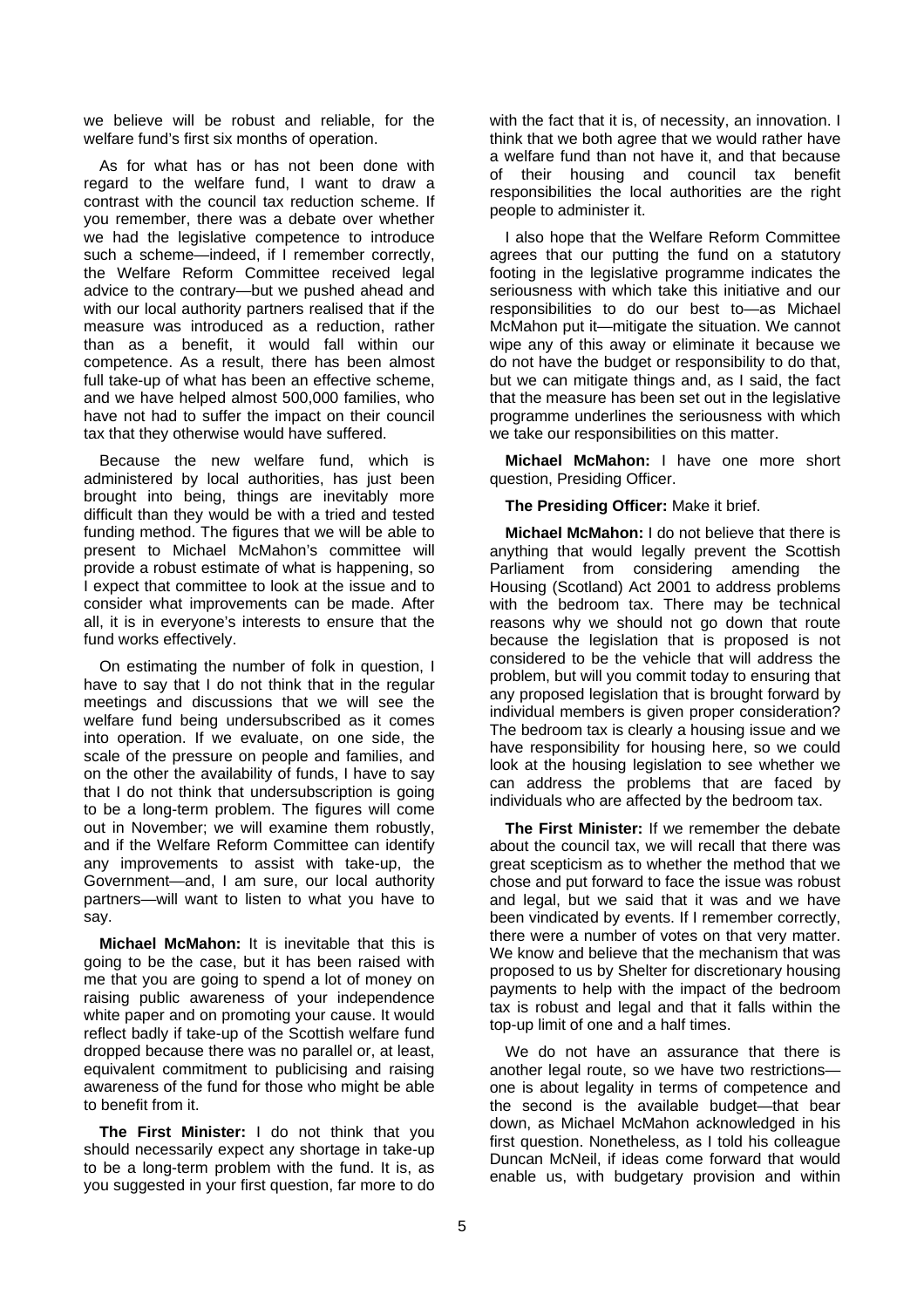we believe will be robust and reliable, for the welfare fund's first six months of operation.

As for what has or has not been done with regard to the welfare fund, I want to draw a contrast with the council tax reduction scheme. If you remember, there was a debate over whether we had the legislative competence to introduce such a scheme—indeed, if I remember correctly, the Welfare Reform Committee received legal advice to the contrary—but we pushed ahead and with our local authority partners realised that if the measure was introduced as a reduction, rather than as a benefit, it would fall within our competence. As a result, there has been almost full take-up of what has been an effective scheme, and we have helped almost 500,000 families, who have not had to suffer the impact on their council tax that they otherwise would have suffered.

Because the new welfare fund, which is administered by local authorities, has just been brought into being, things are inevitably more difficult than they would be with a tried and tested funding method. The figures that we will be able to present to Michael McMahon's committee will provide a robust estimate of what is happening, so I expect that committee to look at the issue and to consider what improvements can be made. After all, it is in everyone's interests to ensure that the fund works effectively.

On estimating the number of folk in question, I have to say that I do not think that in the regular meetings and discussions that we will see the welfare fund being undersubscribed as it comes into operation. If we evaluate, on one side, the scale of the pressure on people and families, and on the other the availability of funds, I have to say that I do not think that undersubscription is going to be a long-term problem. The figures will come out in November; we will examine them robustly, and if the Welfare Reform Committee can identify any improvements to assist with take-up, the Government—and, I am sure, our local authority partners—will want to listen to what you have to say.

**Michael McMahon:** It is inevitable that this is going to be the case, but it has been raised with me that you are going to spend a lot of money on raising public awareness of your independence white paper and on promoting your cause. It would reflect badly if take-up of the Scottish welfare fund dropped because there was no parallel or, at least, equivalent commitment to publicising and raising awareness of the fund for those who might be able to benefit from it.

**The First Minister:** I do not think that you should necessarily expect any shortage in take-up to be a long-term problem with the fund. It is, as you suggested in your first question, far more to do with the fact that it is, of necessity, an innovation. I think that we both agree that we would rather have a welfare fund than not have it, and that because of their housing and council tax benefit responsibilities the local authorities are the right people to administer it.

I also hope that the Welfare Reform Committee agrees that our putting the fund on a statutory footing in the legislative programme indicates the seriousness with which take this initiative and our responsibilities to do our best to—as Michael McMahon put it—mitigate the situation. We cannot wipe any of this away or eliminate it because we do not have the budget or responsibility to do that, but we can mitigate things and, as I said, the fact that the measure has been set out in the legislative programme underlines the seriousness with which we take our responsibilities on this matter.

**Michael McMahon:** I have one more short question, Presiding Officer.

**The Presiding Officer:** Make it brief.

**Michael McMahon:** I do not believe that there is anything that would legally prevent the Scottish Parliament from considering amending the Housing (Scotland) Act 2001 to address problems with the bedroom tax. There may be technical reasons why we should not go down that route because the legislation that is proposed is not considered to be the vehicle that will address the problem, but will you commit today to ensuring that any proposed legislation that is brought forward by individual members is given proper consideration? The bedroom tax is clearly a housing issue and we have responsibility for housing here, so we could look at the housing legislation to see whether we can address the problems that are faced by individuals who are affected by the bedroom tax.

**The First Minister:** If we remember the debate about the council tax, we will recall that there was great scepticism as to whether the method that we chose and put forward to face the issue was robust and legal, but we said that it was and we have been vindicated by events. If I remember correctly, there were a number of votes on that very matter. We know and believe that the mechanism that was proposed to us by Shelter for discretionary housing payments to help with the impact of the bedroom tax is robust and legal and that it falls within the top-up limit of one and a half times.

We do not have an assurance that there is another legal route, so we have two restrictions—one is about legality in terms of competence and the second is the available budget—that bear down, as Michael McMahon acknowledged in his first question. Nonetheless, as I told his colleague Duncan McNeil, if ideas come forward that would enable us, with budgetary provision and within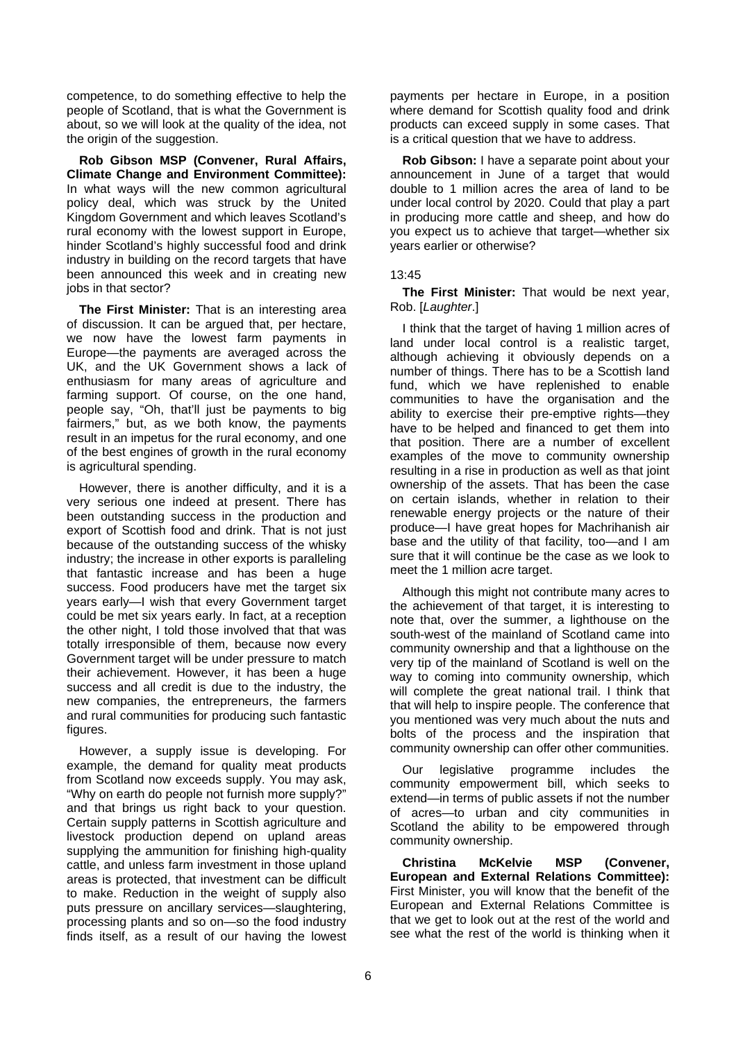competence, to do something effective to help the people of Scotland, that is what the Government is about, so we will look at the quality of the idea, not the origin of the suggestion.

**Rob Gibson MSP (Convener, Rural Affairs, Climate Change and Environment Committee):** In what ways will the new common agricultural policy deal, which was struck by the United Kingdom Government and which leaves Scotland's rural economy with the lowest support in Europe, hinder Scotland's highly successful food and drink industry in building on the record targets that have been announced this week and in creating new jobs in that sector?

**The First Minister:** That is an interesting area of discussion. It can be argued that, per hectare, we now have the lowest farm payments in Europe—the payments are averaged across the UK, and the UK Government shows a lack of enthusiasm for many areas of agriculture and farming support. Of course, on the one hand, people say, "Oh, that'll just be payments to big fairmers," but, as we both know, the payments result in an impetus for the rural economy, and one of the best engines of growth in the rural economy is agricultural spending.

However, there is another difficulty, and it is a very serious one indeed at present. There has been outstanding success in the production and export of Scottish food and drink. That is not just because of the outstanding success of the whisky industry; the increase in other exports is paralleling that fantastic increase and has been a huge success. Food producers have met the target six years early—I wish that every Government target could be met six years early. In fact, at a reception the other night, I told those involved that that was totally irresponsible of them, because now every Government target will be under pressure to match their achievement. However, it has been a huge success and all credit is due to the industry, the new companies, the entrepreneurs, the farmers and rural communities for producing such fantastic figures.

However, a supply issue is developing. For example, the demand for quality meat products from Scotland now exceeds supply. You may ask, "Why on earth do people not furnish more supply?" and that brings us right back to your question. Certain supply patterns in Scottish agriculture and livestock production depend on upland areas supplying the ammunition for finishing high-quality cattle, and unless farm investment in those upland areas is protected, that investment can be difficult to make. Reduction in the weight of supply also puts pressure on ancillary services—slaughtering, processing plants and so on—so the food industry finds itself, as a result of our having the lowest payments per hectare in Europe, in a position where demand for Scottish quality food and drink products can exceed supply in some cases. That is a critical question that we have to address.

**Rob Gibson:** I have a separate point about your announcement in June of a target that would double to 1 million acres the area of land to be under local control by 2020. Could that play a part in producing more cattle and sheep, and how do you expect us to achieve that target—whether six years earlier or otherwise?

13:45

**The First Minister:** That would be next year, Rob. [*Laughter*.]

I think that the target of having 1 million acres of land under local control is a realistic target, although achieving it obviously depends on a number of things. There has to be a Scottish land fund, which we have replenished to enable communities to have the organisation and the ability to exercise their pre-emptive rights—they have to be helped and financed to get them into that position. There are a number of excellent examples of the move to community ownership resulting in a rise in production as well as that joint ownership of the assets. That has been the case on certain islands, whether in relation to their renewable energy projects or the nature of their produce—I have great hopes for Machrihanish air base and the utility of that facility, too—and I am sure that it will continue be the case as we look to meet the 1 million acre target.

Although this might not contribute many acres to the achievement of that target, it is interesting to note that, over the summer, a lighthouse on the south-west of the mainland of Scotland came into community ownership and that a lighthouse on the very tip of the mainland of Scotland is well on the way to coming into community ownership, which will complete the great national trail. I think that that will help to inspire people. The conference that you mentioned was very much about the nuts and bolts of the process and the inspiration that community ownership can offer other communities.

Our legislative programme includes the community empowerment bill, which seeks to extend—in terms of public assets if not the number of acres—to urban and city communities in Scotland the ability to be empowered through community ownership.

**Christina McKelvie MSP (Convener, European and External Relations Committee):** First Minister, you will know that the benefit of the European and External Relations Committee is that we get to look out at the rest of the world and see what the rest of the world is thinking when it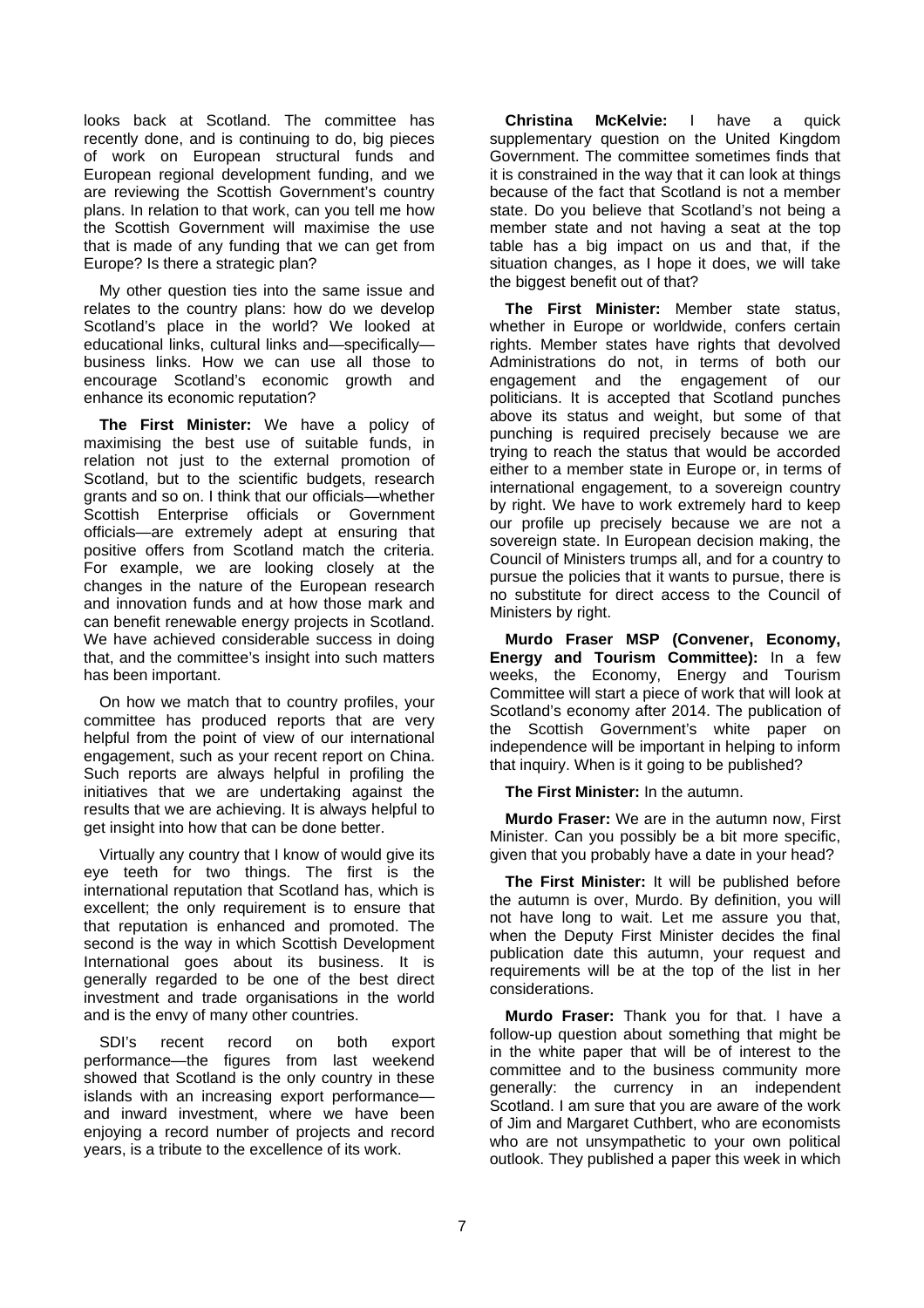looks back at Scotland. The committee has recently done, and is continuing to do, big pieces of work on European structural funds and European regional development funding, and we are reviewing the Scottish Government's country plans. In relation to that work, can you tell me how the Scottish Government will maximise the use that is made of any funding that we can get from Europe? Is there a strategic plan?

My other question ties into the same issue and relates to the country plans: how do we develop Scotland's place in the world? We looked at educational links, cultural links and—specifically—business links. How we can use all those to encourage Scotland's economic growth and enhance its economic reputation?

**The First Minister:** We have a policy of maximising the best use of suitable funds, in relation not just to the external promotion of Scotland, but to the scientific budgets, research grants and so on. I think that our officials—whether Scottish Enterprise officials or Government officials—are extremely adept at ensuring that positive offers from Scotland match the criteria. For example, we are looking closely at the changes in the nature of the European research and innovation funds and at how those mark and can benefit renewable energy projects in Scotland. We have achieved considerable success in doing that, and the committee's insight into such matters has been important.

On how we match that to country profiles, your committee has produced reports that are very helpful from the point of view of our international engagement, such as your recent report on China. Such reports are always helpful in profiling the initiatives that we are undertaking against the results that we are achieving. It is always helpful to get insight into how that can be done better.

Virtually any country that I know of would give its eye teeth for two things. The first is the international reputation that Scotland has, which is excellent; the only requirement is to ensure that that reputation is enhanced and promoted. The second is the way in which Scottish Development International goes about its business. It is generally regarded to be one of the best direct investment and trade organisations in the world and is the envy of many other countries.

SDI's recent record on both export performance—the figures from last weekend showed that Scotland is the only country in these islands with an increasing export performance—and inward investment, where we have been enjoying a record number of projects and record years, is a tribute to the excellence of its work.

**Christina McKelvie:** I have a quick supplementary question on the United Kingdom Government. The committee sometimes finds that it is constrained in the way that it can look at things because of the fact that Scotland is not a member state. Do you believe that Scotland's not being a member state and not having a seat at the top table has a big impact on us and that, if the situation changes, as I hope it does, we will take the biggest benefit out of that?

**The First Minister:** Member state status, whether in Europe or worldwide, confers certain rights. Member states have rights that devolved Administrations do not, in terms of both our engagement and the engagement of our politicians. It is accepted that Scotland punches above its status and weight, but some of that punching is required precisely because we are trying to reach the status that would be accorded either to a member state in Europe or, in terms of international engagement, to a sovereign country by right. We have to work extremely hard to keep our profile up precisely because we are not a sovereign state. In European decision making, the Council of Ministers trumps all, and for a country to pursue the policies that it wants to pursue, there is no substitute for direct access to the Council of Ministers by right.

**Murdo Fraser MSP (Convener, Economy, Energy and Tourism Committee):** In a few weeks, the Economy, Energy and Tourism Committee will start a piece of work that will look at Scotland's economy after 2014. The publication of the Scottish Government's white paper on independence will be important in helping to inform that inquiry. When is it going to be published?

**The First Minister:** In the autumn.

**Murdo Fraser:** We are in the autumn now, First Minister. Can you possibly be a bit more specific, given that you probably have a date in your head?

**The First Minister:** It will be published before the autumn is over, Murdo. By definition, you will not have long to wait. Let me assure you that, when the Deputy First Minister decides the final publication date this autumn, your request and requirements will be at the top of the list in her considerations.

**Murdo Fraser:** Thank you for that. I have a follow-up question about something that might be in the white paper that will be of interest to the committee and to the business community more generally: the currency in an independent Scotland. I am sure that you are aware of the work of Jim and Margaret Cuthbert, who are economists who are not unsympathetic to your own political outlook. They published a paper this week in which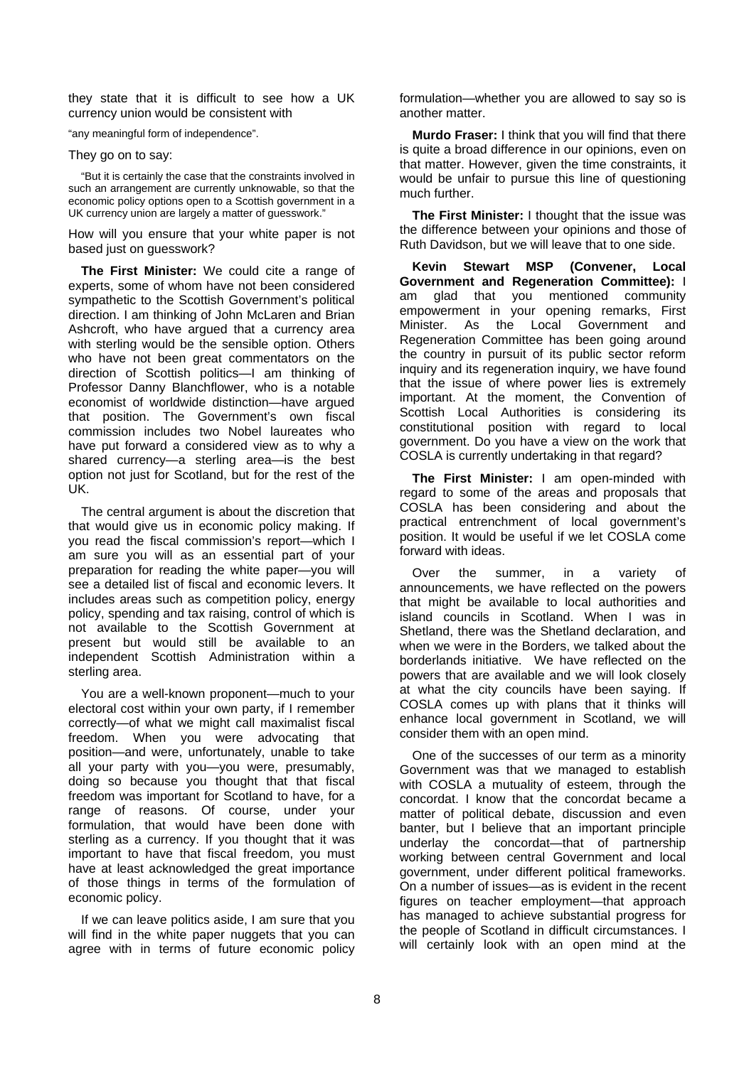they state that it is difficult to see how a UK currency union would be consistent with

"any meaningful form of independence".

They go on to say:

"But it is certainly the case that the constraints involved in such an arrangement are currently unknowable, so that the economic policy options open to a Scottish government in a UK currency union are largely a matter of guesswork."

How will you ensure that your white paper is not based just on guesswork?

**The First Minister:** We could cite a range of experts, some of whom have not been considered sympathetic to the Scottish Government's political direction. I am thinking of John McLaren and Brian Ashcroft, who have argued that a currency area with sterling would be the sensible option. Others who have not been great commentators on the direction of Scottish politics—I am thinking of Professor Danny Blanchflower, who is a notable economist of worldwide distinction—have argued that position. The Government's own fiscal commission includes two Nobel laureates who have put forward a considered view as to why a shared currency—a sterling area—is the best option not just for Scotland, but for the rest of the UK.

The central argument is about the discretion that that would give us in economic policy making. If you read the fiscal commission's report—which I am sure you will as an essential part of your preparation for reading the white paper—you will see a detailed list of fiscal and economic levers. It includes areas such as competition policy, energy policy, spending and tax raising, control of which is not available to the Scottish Government at present but would still be available to an independent Scottish Administration within a sterling area.

You are a well-known proponent—much to your electoral cost within your own party, if I remember correctly—of what we might call maximalist fiscal freedom. When you were advocating that position—and were, unfortunately, unable to take all your party with you—you were, presumably, doing so because you thought that that fiscal freedom was important for Scotland to have, for a range of reasons. Of course, under your formulation, that would have been done with sterling as a currency. If you thought that it was important to have that fiscal freedom, you must have at least acknowledged the great importance of those things in terms of the formulation of economic policy.

If we can leave politics aside, I am sure that you will find in the white paper nuggets that you can agree with in terms of future economic policy formulation—whether you are allowed to say so is another matter.

**Murdo Fraser:** I think that you will find that there is quite a broad difference in our opinions, even on that matter. However, given the time constraints, it would be unfair to pursue this line of questioning much further.

**The First Minister:** I thought that the issue was the difference between your opinions and those of Ruth Davidson, but we will leave that to one side.

**Kevin Stewart MSP (Convener, Local Government and Regeneration Committee):** I am glad that you mentioned community empowerment in your opening remarks, First Minister. As the Local Government and Regeneration Committee has been going around the country in pursuit of its public sector reform inquiry and its regeneration inquiry, we have found that the issue of where power lies is extremely important. At the moment, the Convention of Scottish Local Authorities is considering its constitutional position with regard to local government. Do you have a view on the work that COSLA is currently undertaking in that regard?

**The First Minister:** I am open-minded with regard to some of the areas and proposals that COSLA has been considering and about the practical entrenchment of local government's position. It would be useful if we let COSLA come forward with ideas.

Over the summer, in a variety of announcements, we have reflected on the powers that might be available to local authorities and island councils in Scotland. When I was in Shetland, there was the Shetland declaration, and when we were in the Borders, we talked about the borderlands initiative. We have reflected on the powers that are available and we will look closely at what the city councils have been saying. If COSLA comes up with plans that it thinks will enhance local government in Scotland, we will consider them with an open mind.

One of the successes of our term as a minority Government was that we managed to establish with COSLA a mutuality of esteem, through the concordat. I know that the concordat became a matter of political debate, discussion and even banter, but I believe that an important principle underlay the concordat—that of partnership working between central Government and local government, under different political frameworks. On a number of issues—as is evident in the recent figures on teacher employment—that approach has managed to achieve substantial progress for the people of Scotland in difficult circumstances. I will certainly look with an open mind at the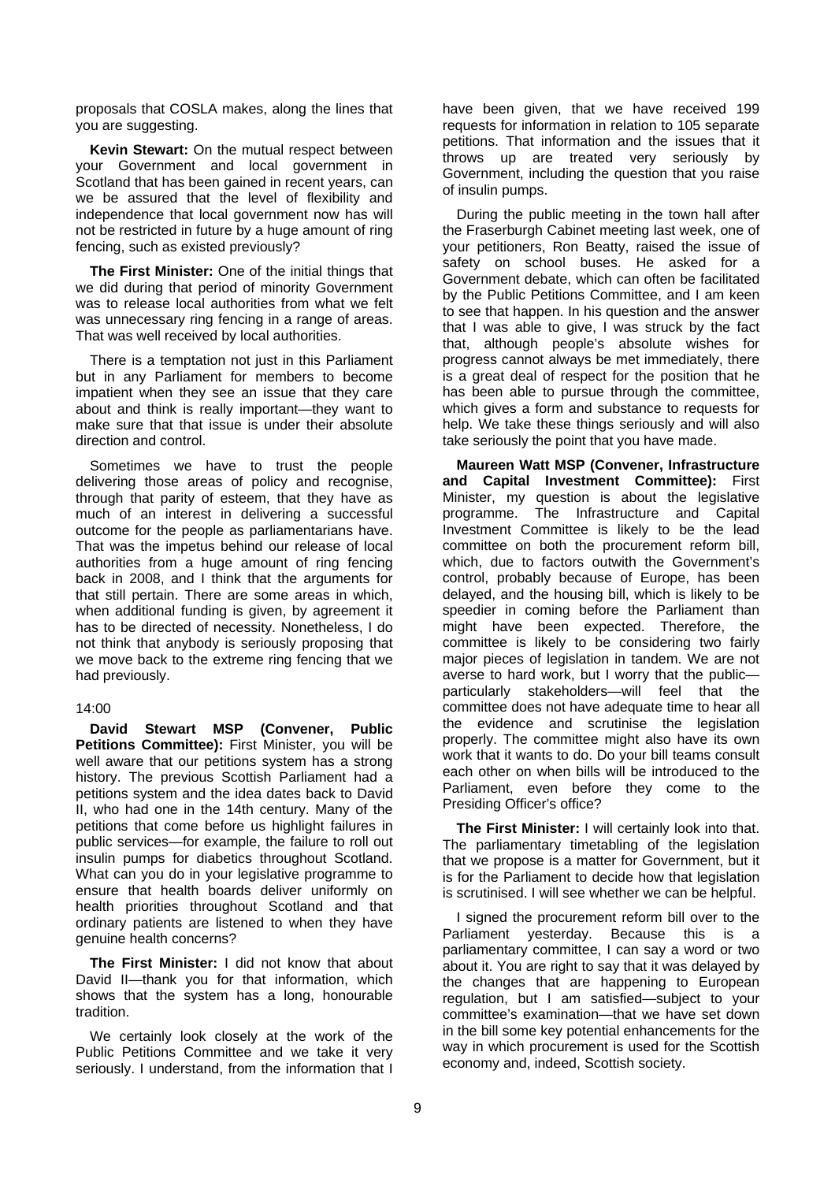proposals that COSLA makes, along the lines that you are suggesting.

**Kevin Stewart:** On the mutual respect between your Government and local government in Scotland that has been gained in recent years, can we be assured that the level of flexibility and independence that local government now has will not be restricted in future by a huge amount of ring fencing, such as existed previously?

**The First Minister:** One of the initial things that we did during that period of minority Government was to release local authorities from what we felt was unnecessary ring fencing in a range of areas. That was well received by local authorities.

There is a temptation not just in this Parliament but in any Parliament for members to become impatient when they see an issue that they care about and think is really important—they want to make sure that that issue is under their absolute direction and control.

Sometimes we have to trust the people delivering those areas of policy and recognise, through that parity of esteem, that they have as much of an interest in delivering a successful outcome for the people as parliamentarians have. That was the impetus behind our release of local authorities from a huge amount of ring fencing back in 2008, and I think that the arguments for that still pertain. There are some areas in which, when additional funding is given, by agreement it has to be directed of necessity. Nonetheless, I do not think that anybody is seriously proposing that we move back to the extreme ring fencing that we had previously.

14:00

**David Stewart MSP (Convener, Public Petitions Committee):** First Minister, you will be well aware that our petitions system has a strong history. The previous Scottish Parliament had a petitions system and the idea dates back to David II, who had one in the 14th century. Many of the petitions that come before us highlight failures in public services—for example, the failure to roll out insulin pumps for diabetics throughout Scotland. What can you do in your legislative programme to ensure that health boards deliver uniformly on health priorities throughout Scotland and that ordinary patients are listened to when they have genuine health concerns?

**The First Minister:** I did not know that about David II—thank you for that information, which shows that the system has a long, honourable tradition.

We certainly look closely at the work of the Public Petitions Committee and we take it very seriously. I understand, from the information that I have been given, that we have received 199 requests for information in relation to 105 separate petitions. That information and the issues that it throws up are treated very seriously by Government, including the question that you raise of insulin pumps.

During the public meeting in the town hall after the Fraserburgh Cabinet meeting last week, one of your petitioners, Ron Beatty, raised the issue of safety on school buses. He asked for a Government debate, which can often be facilitated by the Public Petitions Committee, and I am keen to see that happen. In his question and the answer that I was able to give, I was struck by the fact that, although people's absolute wishes for progress cannot always be met immediately, there is a great deal of respect for the position that he has been able to pursue through the committee, which gives a form and substance to requests for help. We take these things seriously and will also take seriously the point that you have made.

**Maureen Watt MSP (Convener, Infrastructure and Capital Investment Committee):** First Minister, my question is about the legislative programme. The Infrastructure and Capital Investment Committee is likely to be the lead committee on both the procurement reform bill, which, due to factors outwith the Government's control, probably because of Europe, has been delayed, and the housing bill, which is likely to be speedier in coming before the Parliament than might have been expected. Therefore, the committee is likely to be considering two fairly major pieces of legislation in tandem. We are not averse to hard work, but I worry that the public—particularly stakeholders—will feel that the committee does not have adequate time to hear all the evidence and scrutinise the legislation properly. The committee might also have its own work that it wants to do. Do your bill teams consult each other on when bills will be introduced to the Parliament, even before they come to the Presiding Officer's office?

**The First Minister:** I will certainly look into that. The parliamentary timetabling of the legislation that we propose is a matter for Government, but it is for the Parliament to decide how that legislation is scrutinised. I will see whether we can be helpful.

I signed the procurement reform bill over to the Parliament yesterday. Because this is a parliamentary committee, I can say a word or two about it. You are right to say that it was delayed by the changes that are happening to European regulation, but I am satisfied—subject to your committee's examination—that we have set down in the bill some key potential enhancements for the way in which procurement is used for the Scottish economy and, indeed, Scottish society.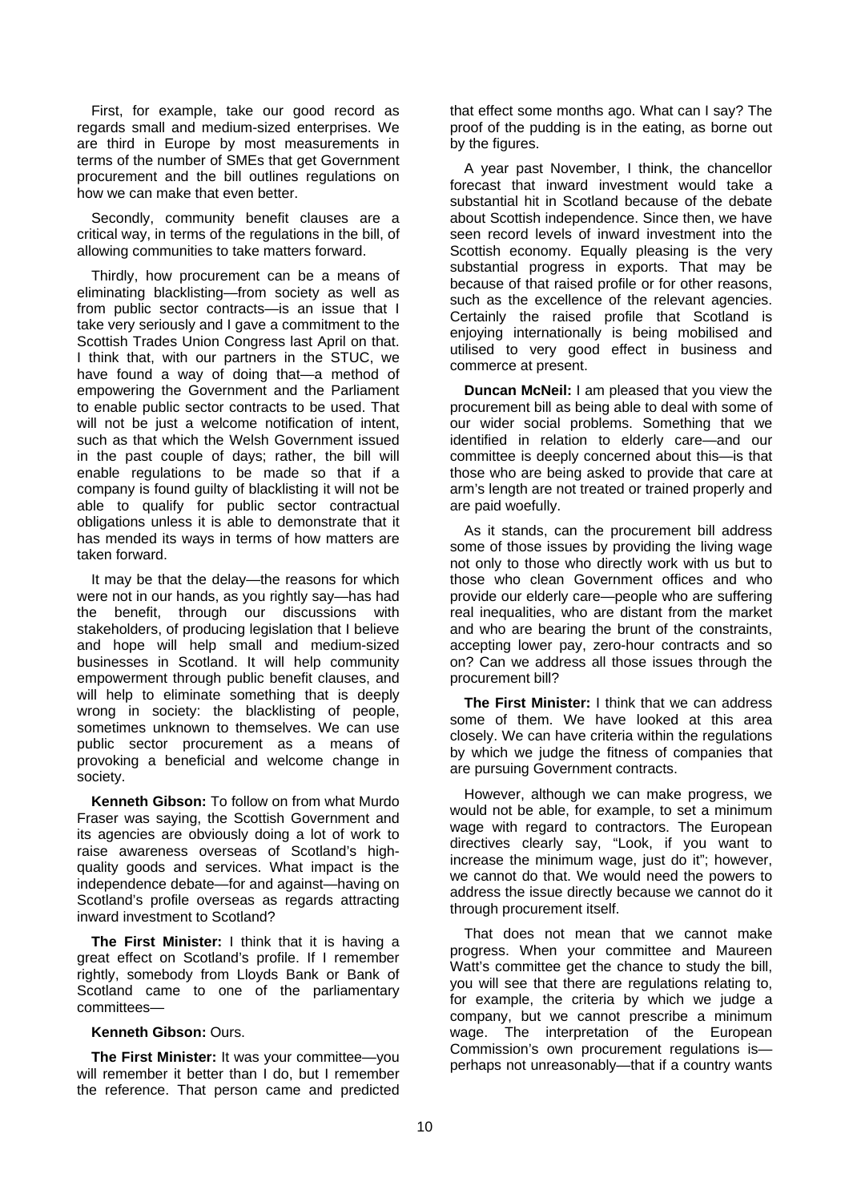First, for example, take our good record as regards small and medium-sized enterprises. We are third in Europe by most measurements in terms of the number of SMEs that get Government procurement and the bill outlines regulations on how we can make that even better.

Secondly, community benefit clauses are a critical way, in terms of the regulations in the bill, of allowing communities to take matters forward.

Thirdly, how procurement can be a means of eliminating blacklisting—from society as well as from public sector contracts—is an issue that I take very seriously and I gave a commitment to the Scottish Trades Union Congress last April on that. I think that, with our partners in the STUC, we have found a way of doing that—a method of empowering the Government and the Parliament to enable public sector contracts to be used. That will not be just a welcome notification of intent, such as that which the Welsh Government issued in the past couple of days; rather, the bill will enable regulations to be made so that if a company is found guilty of blacklisting it will not be able to qualify for public sector contractual obligations unless it is able to demonstrate that it has mended its ways in terms of how matters are taken forward.

It may be that the delay—the reasons for which were not in our hands, as you rightly say—has had the benefit, through our discussions with stakeholders, of producing legislation that I believe and hope will help small and medium-sized businesses in Scotland. It will help community empowerment through public benefit clauses, and will help to eliminate something that is deeply wrong in society: the blacklisting of people, sometimes unknown to themselves. We can use public sector procurement as a means of provoking a beneficial and welcome change in society.

**Kenneth Gibson:** To follow on from what Murdo Fraser was saying, the Scottish Government and its agencies are obviously doing a lot of work to raise awareness overseas of Scotland's high-quality goods and services. What impact is the independence debate—for and against—having on Scotland's profile overseas as regards attracting inward investment to Scotland?

**The First Minister:** I think that it is having a great effect on Scotland's profile. If I remember rightly, somebody from Lloyds Bank or Bank of Scotland came to one of the parliamentary committees—

**Kenneth Gibson:** Ours.

**The First Minister:** It was your committee—you will remember it better than I do, but I remember the reference. That person came and predicted that effect some months ago. What can I say? The proof of the pudding is in the eating, as borne out by the figures.

A year past November, I think, the chancellor forecast that inward investment would take a substantial hit in Scotland because of the debate about Scottish independence. Since then, we have seen record levels of inward investment into the Scottish economy. Equally pleasing is the very substantial progress in exports. That may be because of that raised profile or for other reasons, such as the excellence of the relevant agencies. Certainly the raised profile that Scotland is enjoying internationally is being mobilised and utilised to very good effect in business and commerce at present.

**Duncan McNeil:** I am pleased that you view the procurement bill as being able to deal with some of our wider social problems. Something that we identified in relation to elderly care—and our committee is deeply concerned about this—is that those who are being asked to provide that care at arm's length are not treated or trained properly and are paid woefully.

As it stands, can the procurement bill address some of those issues by providing the living wage not only to those who directly work with us but to those who clean Government offices and who provide our elderly care—people who are suffering real inequalities, who are distant from the market and who are bearing the brunt of the constraints, accepting lower pay, zero-hour contracts and so on? Can we address all those issues through the procurement bill?

**The First Minister:** I think that we can address some of them. We have looked at this area closely. We can have criteria within the regulations by which we judge the fitness of companies that are pursuing Government contracts.

However, although we can make progress, we would not be able, for example, to set a minimum wage with regard to contractors. The European directives clearly say, "Look, if you want to increase the minimum wage, just do it"; however, we cannot do that. We would need the powers to address the issue directly because we cannot do it through procurement itself.

That does not mean that we cannot make progress. When your committee and Maureen Watt's committee get the chance to study the bill, you will see that there are regulations relating to, for example, the criteria by which we judge a company, but we cannot prescribe a minimum wage. The interpretation of the European Commission's own procurement regulations is—perhaps not unreasonably—that if a country wants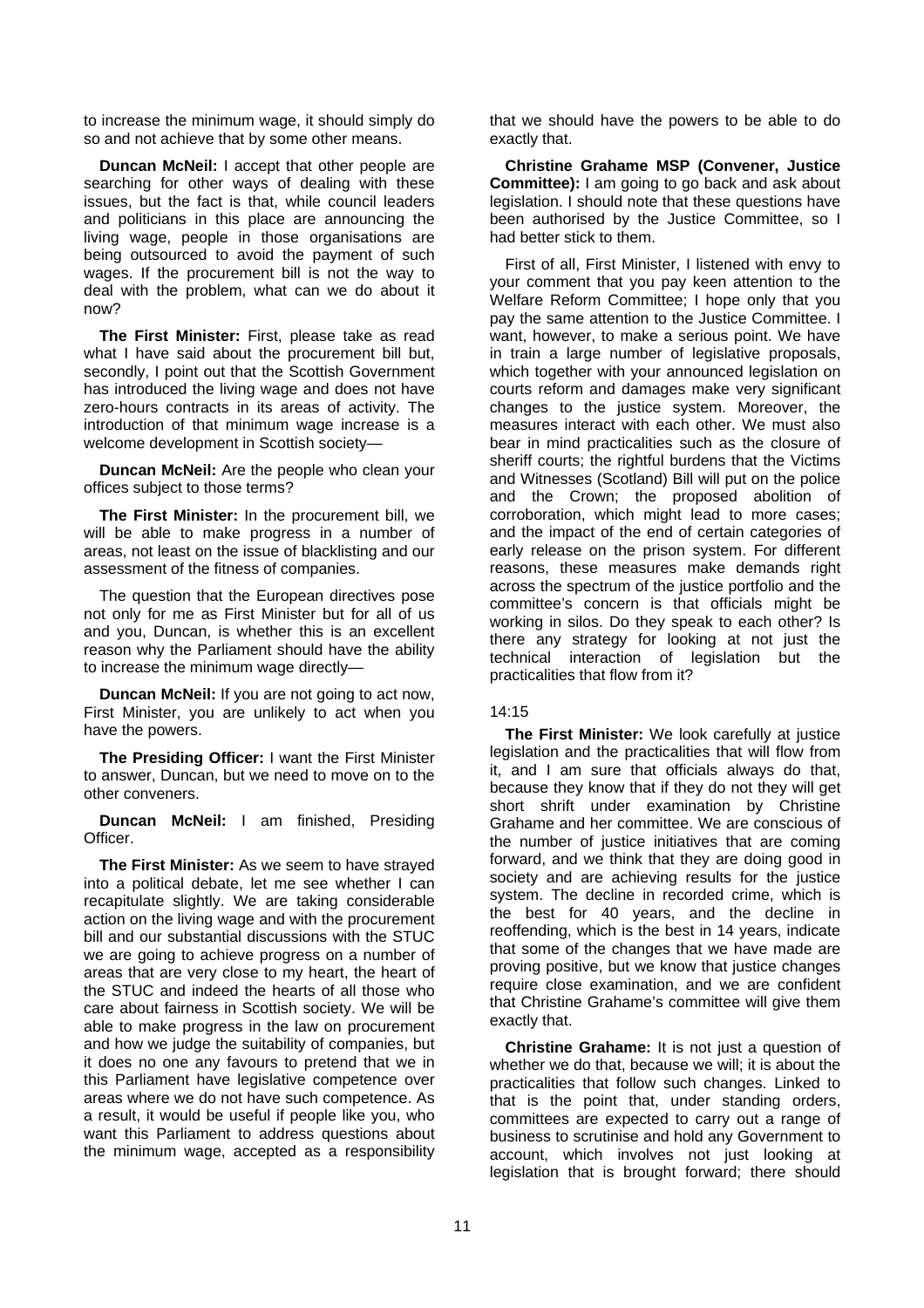to increase the minimum wage, it should simply do so and not achieve that by some other means.

**Duncan McNeil:** I accept that other people are searching for other ways of dealing with these issues, but the fact is that, while council leaders and politicians in this place are announcing the living wage, people in those organisations are being outsourced to avoid the payment of such wages. If the procurement bill is not the way to deal with the problem, what can we do about it now?

**The First Minister:** First, please take as read what I have said about the procurement bill but, secondly, I point out that the Scottish Government has introduced the living wage and does not have zero-hours contracts in its areas of activity. The introduction of that minimum wage increase is a welcome development in Scottish society—

**Duncan McNeil:** Are the people who clean your offices subject to those terms?

**The First Minister:** In the procurement bill, we will be able to make progress in a number of areas, not least on the issue of blacklisting and our assessment of the fitness of companies.

The question that the European directives pose not only for me as First Minister but for all of us and you, Duncan, is whether this is an excellent reason why the Parliament should have the ability to increase the minimum wage directly—

**Duncan McNeil:** If you are not going to act now, First Minister, you are unlikely to act when you have the powers.

**The Presiding Officer:** I want the First Minister to answer, Duncan, but we need to move on to the other conveners.

**Duncan McNeil:** I am finished, Presiding Officer.

**The First Minister:** As we seem to have strayed into a political debate, let me see whether I can recapitulate slightly. We are taking considerable action on the living wage and with the procurement bill and our substantial discussions with the STUC we are going to achieve progress on a number of areas that are very close to my heart, the heart of the STUC and indeed the hearts of all those who care about fairness in Scottish society. We will be able to make progress in the law on procurement and how we judge the suitability of companies, but it does no one any favours to pretend that we in this Parliament have legislative competence over areas where we do not have such competence. As a result, it would be useful if people like you, who want this Parliament to address questions about the minimum wage, accepted as a responsibility that we should have the powers to be able to do exactly that.

**Christine Grahame MSP (Convener, Justice Committee):** I am going to go back and ask about legislation. I should note that these questions have been authorised by the Justice Committee, so I had better stick to them.

First of all, First Minister, I listened with envy to your comment that you pay keen attention to the Welfare Reform Committee; I hope only that you pay the same attention to the Justice Committee. I want, however, to make a serious point. We have in train a large number of legislative proposals, which together with your announced legislation on courts reform and damages make very significant changes to the justice system. Moreover, the measures interact with each other. We must also bear in mind practicalities such as the closure of sheriff courts; the rightful burdens that the Victims and Witnesses (Scotland) Bill will put on the police and the Crown; the proposed abolition of corroboration, which might lead to more cases; and the impact of the end of certain categories of early release on the prison system. For different reasons, these measures make demands right across the spectrum of the justice portfolio and the committee's concern is that officials might be working in silos. Do they speak to each other? Is there any strategy for looking at not just the technical interaction of legislation but the practicalities that flow from it?

14:15

**The First Minister:** We look carefully at justice legislation and the practicalities that will flow from it, and I am sure that officials always do that, because they know that if they do not they will get short shrift under examination by Christine Grahame and her committee. We are conscious of the number of justice initiatives that are coming forward, and we think that they are doing good in society and are achieving results for the justice system. The decline in recorded crime, which is the best for 40 years, and the decline in reoffending, which is the best in 14 years, indicate that some of the changes that we have made are proving positive, but we know that justice changes require close examination, and we are confident that Christine Grahame's committee will give them exactly that.

**Christine Grahame:** It is not just a question of whether we do that, because we will; it is about the practicalities that follow such changes. Linked to that is the point that, under standing orders, committees are expected to carry out a range of business to scrutinise and hold any Government to account, which involves not just looking at legislation that is brought forward; there should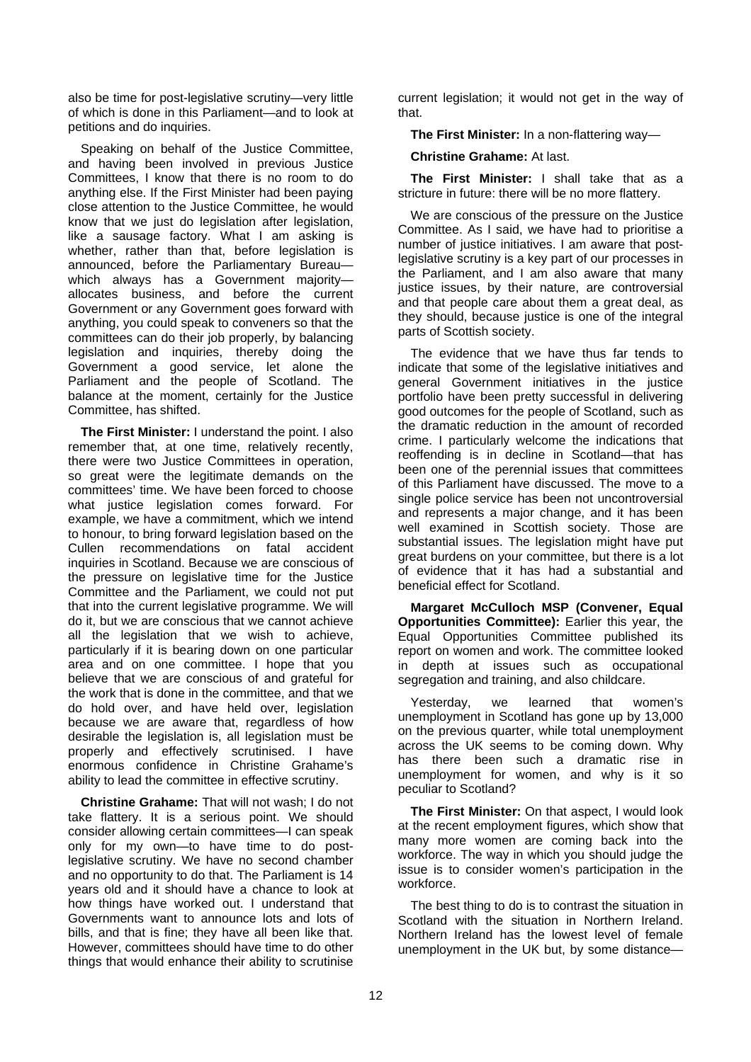also be time for post-legislative scrutiny—very little of which is done in this Parliament—and to look at petitions and do inquiries.

Speaking on behalf of the Justice Committee, and having been involved in previous Justice Committees, I know that there is no room to do anything else. If the First Minister had been paying close attention to the Justice Committee, he would know that we just do legislation after legislation, like a sausage factory. What I am asking is whether, rather than that, before legislation is announced, before the Parliamentary Bureau—which always has a Government majority—allocates business, and before the current Government or any Government goes forward with anything, you could speak to conveners so that the committees can do their job properly, by balancing legislation and inquiries, thereby doing the Government a good service, let alone the Parliament and the people of Scotland. The balance at the moment, certainly for the Justice Committee, has shifted.

**The First Minister:** I understand the point. I also remember that, at one time, relatively recently, there were two Justice Committees in operation, so great were the legitimate demands on the committees' time. We have been forced to choose what justice legislation comes forward. For example, we have a commitment, which we intend to honour, to bring forward legislation based on the Cullen recommendations on fatal accident inquiries in Scotland. Because we are conscious of the pressure on legislative time for the Justice Committee and the Parliament, we could not put that into the current legislative programme. We will do it, but we are conscious that we cannot achieve all the legislation that we wish to achieve, particularly if it is bearing down on one particular area and on one committee. I hope that you believe that we are conscious of and grateful for the work that is done in the committee, and that we do hold over, and have held over, legislation because we are aware that, regardless of how desirable the legislation is, all legislation must be properly and effectively scrutinised. I have enormous confidence in Christine Grahame's ability to lead the committee in effective scrutiny.

**Christine Grahame:** That will not wash; I do not take flattery. It is a serious point. We should consider allowing certain committees—I can speak only for my own—to have time to do post-legislative scrutiny. We have no second chamber and no opportunity to do that. The Parliament is 14 years old and it should have a chance to look at how things have worked out. I understand that Governments want to announce lots and lots of bills, and that is fine; they have all been like that. However, committees should have time to do other things that would enhance their ability to scrutinise current legislation; it would not get in the way of that.

**The First Minister:** In a non-flattering way—

**Christine Grahame:** At last.

**The First Minister:** I shall take that as a stricture in future: there will be no more flattery.

We are conscious of the pressure on the Justice Committee. As I said, we have had to prioritise a number of justice initiatives. I am aware that post-legislative scrutiny is a key part of our processes in the Parliament, and I am also aware that many justice issues, by their nature, are controversial and that people care about them a great deal, as they should, because justice is one of the integral parts of Scottish society.

The evidence that we have thus far tends to indicate that some of the legislative initiatives and general Government initiatives in the justice portfolio have been pretty successful in delivering good outcomes for the people of Scotland, such as the dramatic reduction in the amount of recorded crime. I particularly welcome the indications that reoffending is in decline in Scotland—that has been one of the perennial issues that committees of this Parliament have discussed. The move to a single police service has been not uncontroversial and represents a major change, and it has been well examined in Scottish society. Those are substantial issues. The legislation might have put great burdens on your committee, but there is a lot of evidence that it has had a substantial and beneficial effect for Scotland.

**Margaret McCulloch MSP (Convener, Equal Opportunities Committee):** Earlier this year, the Equal Opportunities Committee published its report on women and work. The committee looked in depth at issues such as occupational segregation and training, and also childcare.

Yesterday, we learned that women's unemployment in Scotland has gone up by 13,000 on the previous quarter, while total unemployment across the UK seems to be coming down. Why has there been such a dramatic rise in unemployment for women, and why is it so peculiar to Scotland?

**The First Minister:** On that aspect, I would look at the recent employment figures, which show that many more women are coming back into the workforce. The way in which you should judge the issue is to consider women's participation in the workforce.

The best thing to do is to contrast the situation in Scotland with the situation in Northern Ireland. Northern Ireland has the lowest level of female unemployment in the UK but, by some distance—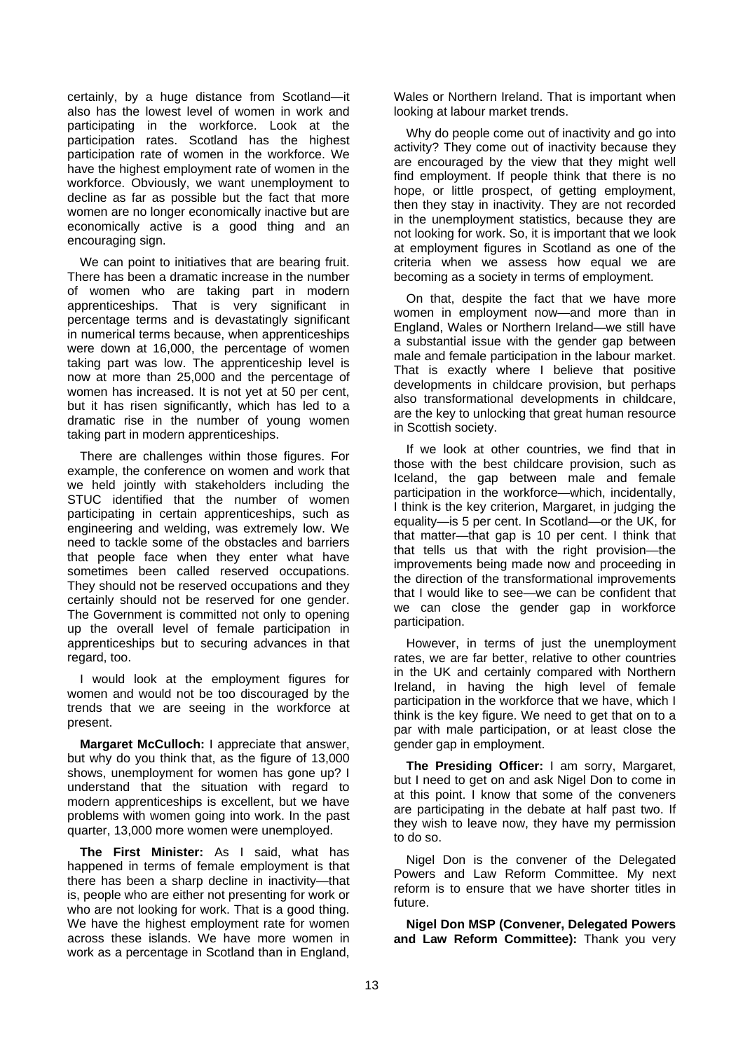certainly, by a huge distance from Scotland—it also has the lowest level of women in work and participating in the workforce. Look at the participation rates. Scotland has the highest participation rate of women in the workforce. We have the highest employment rate of women in the workforce. Obviously, we want unemployment to decline as far as possible but the fact that more women are no longer economically inactive but are economically active is a good thing and an encouraging sign.

We can point to initiatives that are bearing fruit. There has been a dramatic increase in the number of women who are taking part in modern apprenticeships. That is very significant in percentage terms and is devastatingly significant in numerical terms because, when apprenticeships were down at 16,000, the percentage of women taking part was low. The apprenticeship level is now at more than 25,000 and the percentage of women has increased. It is not yet at 50 per cent, but it has risen significantly, which has led to a dramatic rise in the number of young women taking part in modern apprenticeships.

There are challenges within those figures. For example, the conference on women and work that we held jointly with stakeholders including the STUC identified that the number of women participating in certain apprenticeships, such as engineering and welding, was extremely low. We need to tackle some of the obstacles and barriers that people face when they enter what have sometimes been called reserved occupations. They should not be reserved occupations and they certainly should not be reserved for one gender. The Government is committed not only to opening up the overall level of female participation in apprenticeships but to securing advances in that regard, too.

I would look at the employment figures for women and would not be too discouraged by the trends that we are seeing in the workforce at present.

**Margaret McCulloch:** I appreciate that answer, but why do you think that, as the figure of 13,000 shows, unemployment for women has gone up? I understand that the situation with regard to modern apprenticeships is excellent, but we have problems with women going into work. In the past quarter, 13,000 more women were unemployed.

**The First Minister:** As I said, what has happened in terms of female employment is that there has been a sharp decline in inactivity—that is, people who are either not presenting for work or who are not looking for work. That is a good thing. We have the highest employment rate for women across these islands. We have more women in work as a percentage in Scotland than in England, Wales or Northern Ireland. That is important when looking at labour market trends.

Why do people come out of inactivity and go into activity? They come out of inactivity because they are encouraged by the view that they might well find employment. If people think that there is no hope, or little prospect, of getting employment, then they stay in inactivity. They are not recorded in the unemployment statistics, because they are not looking for work. So, it is important that we look at employment figures in Scotland as one of the criteria when we assess how equal we are becoming as a society in terms of employment.

On that, despite the fact that we have more women in employment now—and more than in England, Wales or Northern Ireland—we still have a substantial issue with the gender gap between male and female participation in the labour market. That is exactly where I believe that positive developments in childcare provision, but perhaps also transformational developments in childcare, are the key to unlocking that great human resource in Scottish society.

If we look at other countries, we find that in those with the best childcare provision, such as Iceland, the gap between male and female participation in the workforce—which, incidentally, I think is the key criterion, Margaret, in judging the equality—is 5 per cent. In Scotland—or the UK, for that matter—that gap is 10 per cent. I think that that tells us that with the right provision—the improvements being made now and proceeding in the direction of the transformational improvements that I would like to see—we can be confident that we can close the gender gap in workforce participation.

However, in terms of just the unemployment rates, we are far better, relative to other countries in the UK and certainly compared with Northern Ireland, in having the high level of female participation in the workforce that we have, which I think is the key figure. We need to get that on to a par with male participation, or at least close the gender gap in employment.

**The Presiding Officer:** I am sorry, Margaret, but I need to get on and ask Nigel Don to come in at this point. I know that some of the conveners are participating in the debate at half past two. If they wish to leave now, they have my permission to do so.

Nigel Don is the convener of the Delegated Powers and Law Reform Committee. My next reform is to ensure that we have shorter titles in future.

**Nigel Don MSP (Convener, Delegated Powers and Law Reform Committee):** Thank you very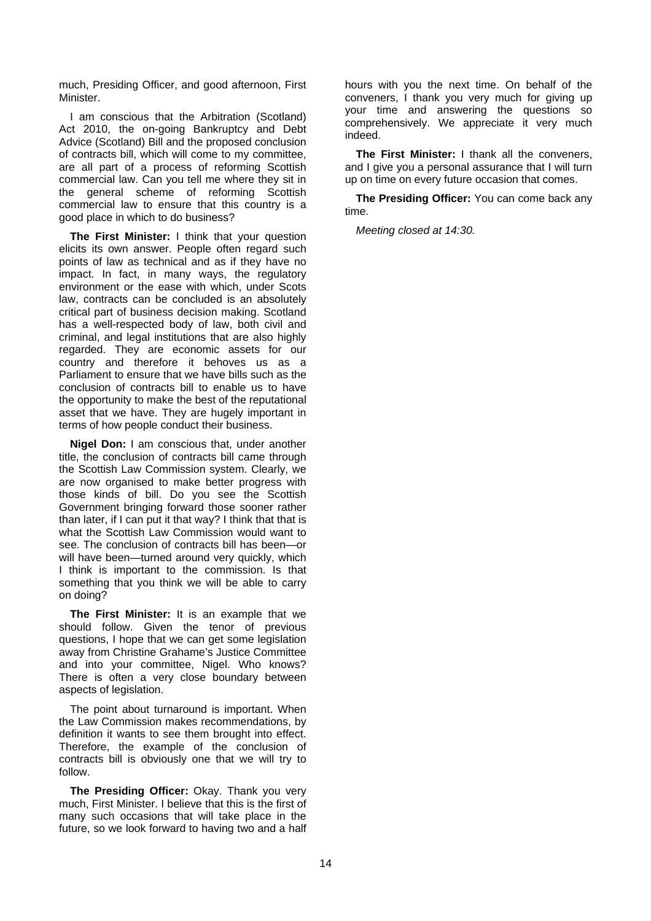much, Presiding Officer, and good afternoon, First Minister.

I am conscious that the Arbitration (Scotland) Act 2010, the on-going Bankruptcy and Debt Advice (Scotland) Bill and the proposed conclusion of contracts bill, which will come to my committee, are all part of a process of reforming Scottish commercial law. Can you tell me where they sit in the general scheme of reforming Scottish commercial law to ensure that this country is a good place in which to do business?

**The First Minister:** I think that your question elicits its own answer. People often regard such points of law as technical and as if they have no impact. In fact, in many ways, the regulatory environment or the ease with which, under Scots law, contracts can be concluded is an absolutely critical part of business decision making. Scotland has a well-respected body of law, both civil and criminal, and legal institutions that are also highly regarded. They are economic assets for our country and therefore it behoves us as a Parliament to ensure that we have bills such as the conclusion of contracts bill to enable us to have the opportunity to make the best of the reputational asset that we have. They are hugely important in terms of how people conduct their business.

**Nigel Don:** I am conscious that, under another title, the conclusion of contracts bill came through the Scottish Law Commission system. Clearly, we are now organised to make better progress with those kinds of bill. Do you see the Scottish Government bringing forward those sooner rather than later, if I can put it that way? I think that that is what the Scottish Law Commission would want to see. The conclusion of contracts bill has been—or will have been—turned around very quickly, which I think is important to the commission. Is that something that you think we will be able to carry on doing?

**The First Minister:** It is an example that we should follow. Given the tenor of previous questions, I hope that we can get some legislation away from Christine Grahame's Justice Committee and into your committee, Nigel. Who knows? There is often a very close boundary between aspects of legislation.

The point about turnaround is important. When the Law Commission makes recommendations, by definition it wants to see them brought into effect. Therefore, the example of the conclusion of contracts bill is obviously one that we will try to follow.

**The Presiding Officer:** Okay. Thank you very much, First Minister. I believe that this is the first of many such occasions that will take place in the future, so we look forward to having two and a half hours with you the next time. On behalf of the conveners, I thank you very much for giving up your time and answering the questions so comprehensively. We appreciate it very much indeed.

**The First Minister:** I thank all the conveners, and I give you a personal assurance that I will turn up on time on every future occasion that comes.

**The Presiding Officer:** You can come back any time.

*Meeting closed at 14:30.*